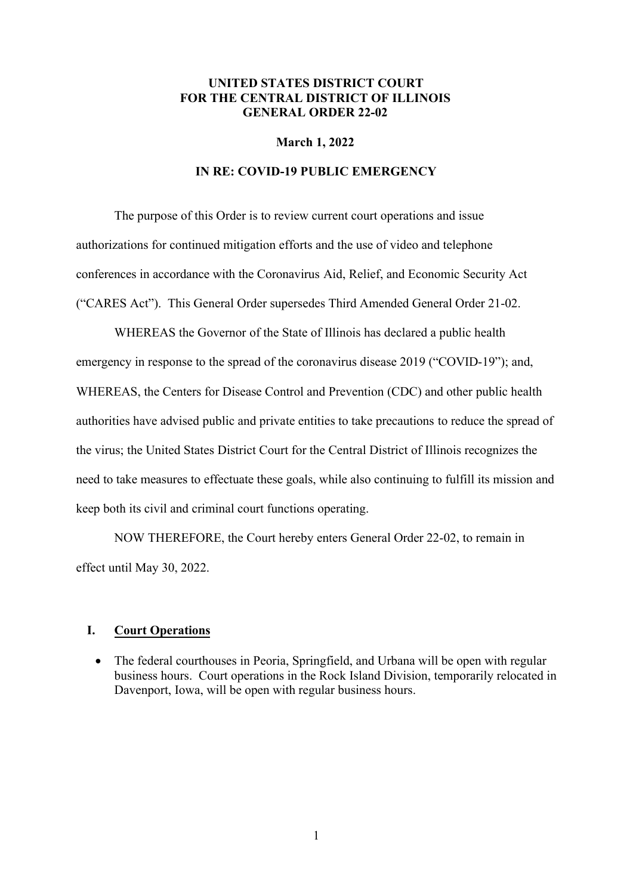**UNITED STATES DISTRICT COURT**
**FOR THE CENTRAL DISTRICT OF ILLINOIS**
**GENERAL ORDER 22-02**

**March 1, 2022**

**IN RE: COVID-19 PUBLIC EMERGENCY**

The purpose of this Order is to review current court operations and issue authorizations for continued mitigation efforts and the use of video and telephone conferences in accordance with the Coronavirus Aid, Relief, and Economic Security Act ("CARES Act"). This General Order supersedes Third Amended General Order 21-02.

WHEREAS the Governor of the State of Illinois has declared a public health emergency in response to the spread of the coronavirus disease 2019 ("COVID-19"); and, WHEREAS, the Centers for Disease Control and Prevention (CDC) and other public health authorities have advised public and private entities to take precautions to reduce the spread of the virus; the United States District Court for the Central District of Illinois recognizes the need to take measures to effectuate these goals, while also continuing to fulfill its mission and keep both its civil and criminal court functions operating.

NOW THEREFORE, the Court hereby enters General Order 22-02, to remain in effect until May 30, 2022.

## I. Court Operations

- The federal courthouses in Peoria, Springfield, and Urbana will be open with regular business hours. Court operations in the Rock Island Division, temporarily relocated in Davenport, Iowa, will be open with regular business hours.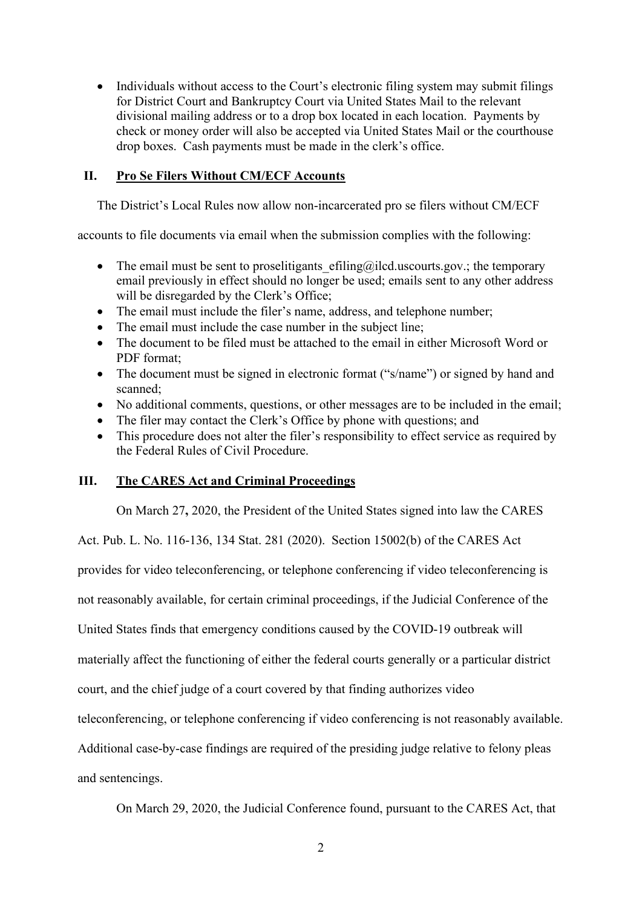- Individuals without access to the Court's electronic filing system may submit filings for District Court and Bankruptcy Court via United States Mail to the relevant divisional mailing address or to a drop box located in each location. Payments by check or money order will also be accepted via United States Mail or the courthouse drop boxes. Cash payments must be made in the clerk's office.

## II. Pro Se Filers Without CM/ECF Accounts

The District's Local Rules now allow non-incarcerated pro se filers without CM/ECF accounts to file documents via email when the submission complies with the following:

- The email must be sent to proselitigants_efiling@ilcd.uscourts.gov.; the temporary email previously in effect should no longer be used; emails sent to any other address will be disregarded by the Clerk's Office;
- The email must include the filer's name, address, and telephone number;
- The email must include the case number in the subject line;
- The document to be filed must be attached to the email in either Microsoft Word or PDF format;
- The document must be signed in electronic format ("s/name") or signed by hand and scanned;
- No additional comments, questions, or other messages are to be included in the email;
- The filer may contact the Clerk's Office by phone with questions; and
- This procedure does not alter the filer's responsibility to effect service as required by the Federal Rules of Civil Procedure.

## III. The CARES Act and Criminal Proceedings

On March 27**,** 2020, the President of the United States signed into law the CARES Act. Pub. L. No. 116-136, 134 Stat. 281 (2020). Section 15002(b) of the CARES Act provides for video teleconferencing, or telephone conferencing if video teleconferencing is not reasonably available, for certain criminal proceedings, if the Judicial Conference of the United States finds that emergency conditions caused by the COVID-19 outbreak will materially affect the functioning of either the federal courts generally or a particular district court, and the chief judge of a court covered by that finding authorizes video teleconferencing, or telephone conferencing if video conferencing is not reasonably available. Additional case-by-case findings are required of the presiding judge relative to felony pleas and sentencings.

On March 29, 2020, the Judicial Conference found, pursuant to the CARES Act, that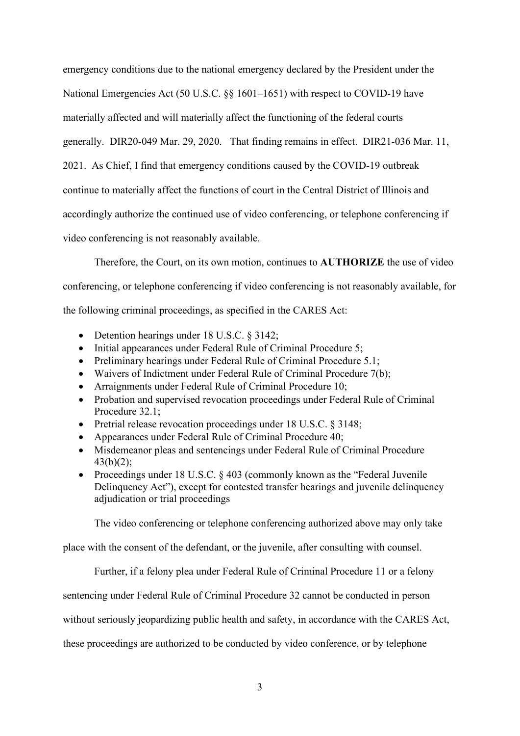emergency conditions due to the national emergency declared by the President under the National Emergencies Act (50 U.S.C. §§ 1601–1651) with respect to COVID-19 have materially affected and will materially affect the functioning of the federal courts generally. DIR20-049 Mar. 29, 2020. That finding remains in effect. DIR21-036 Mar. 11, 2021. As Chief, I find that emergency conditions caused by the COVID-19 outbreak continue to materially affect the functions of court in the Central District of Illinois and accordingly authorize the continued use of video conferencing, or telephone conferencing if video conferencing is not reasonably available.

Therefore, the Court, on its own motion, continues to **AUTHORIZE** the use of video conferencing, or telephone conferencing if video conferencing is not reasonably available, for the following criminal proceedings, as specified in the CARES Act:

- Detention hearings under 18 U.S.C. § 3142;
- Initial appearances under Federal Rule of Criminal Procedure 5;
- Preliminary hearings under Federal Rule of Criminal Procedure 5.1;
- Waivers of Indictment under Federal Rule of Criminal Procedure 7(b);
- Arraignments under Federal Rule of Criminal Procedure 10;
- Probation and supervised revocation proceedings under Federal Rule of Criminal Procedure 32.1;
- Pretrial release revocation proceedings under 18 U.S.C. § 3148;
- Appearances under Federal Rule of Criminal Procedure 40;
- Misdemeanor pleas and sentencings under Federal Rule of Criminal Procedure 43(b)(2);
- Proceedings under 18 U.S.C. § 403 (commonly known as the "Federal Juvenile Delinquency Act"), except for contested transfer hearings and juvenile delinquency adjudication or trial proceedings

The video conferencing or telephone conferencing authorized above may only take place with the consent of the defendant, or the juvenile, after consulting with counsel.

Further, if a felony plea under Federal Rule of Criminal Procedure 11 or a felony sentencing under Federal Rule of Criminal Procedure 32 cannot be conducted in person without seriously jeopardizing public health and safety, in accordance with the CARES Act, these proceedings are authorized to be conducted by video conference, or by telephone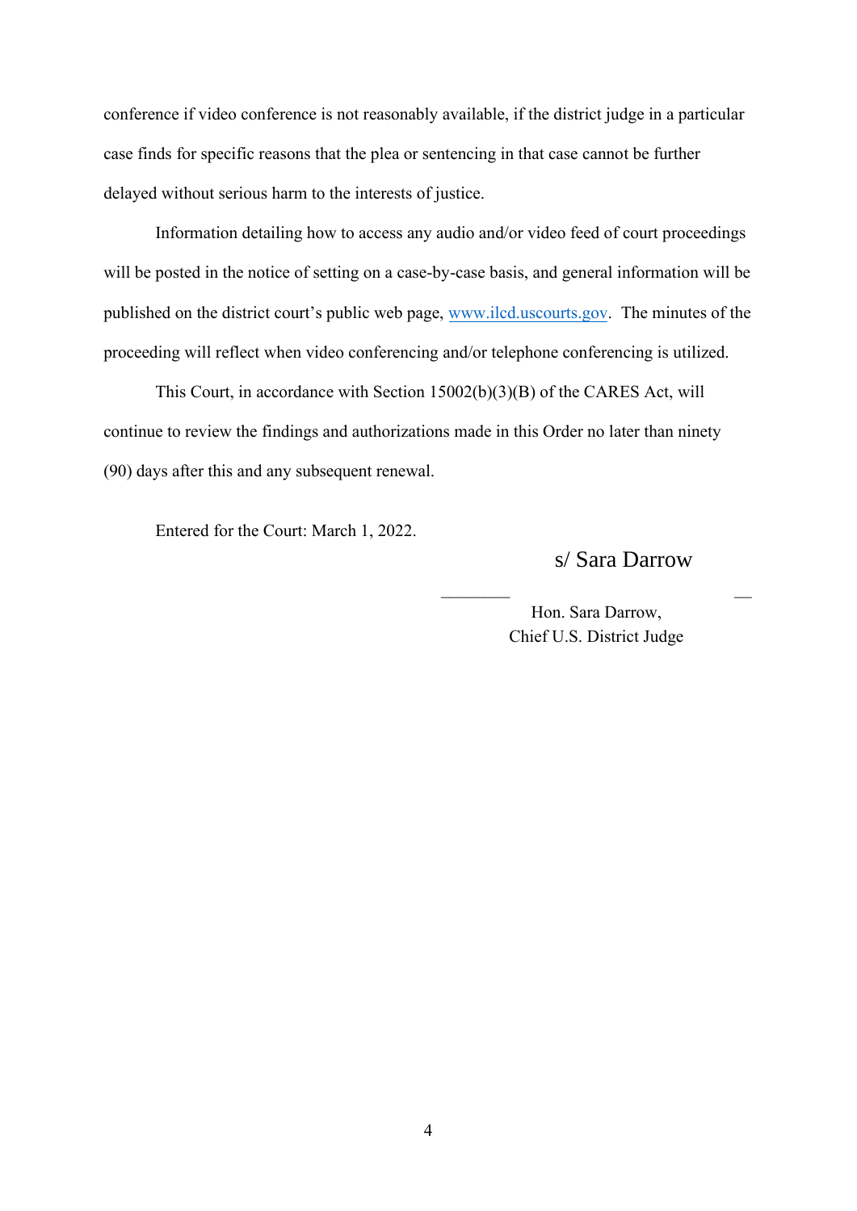conference if video conference is not reasonably available, if the district judge in a particular case finds for specific reasons that the plea or sentencing in that case cannot be further delayed without serious harm to the interests of justice.

Information detailing how to access any audio and/or video feed of court proceedings will be posted in the notice of setting on a case-by-case basis, and general information will be published on the district court's public web page, www.ilcd.uscourts.gov. The minutes of the proceeding will reflect when video conferencing and/or telephone conferencing is utilized.

This Court, in accordance with Section 15002(b)(3)(B) of the CARES Act, will continue to review the findings and authorizations made in this Order no later than ninety (90) days after this and any subsequent renewal.

Entered for the Court: March 1, 2022.

s/ Sara Darrow

Hon. Sara Darrow,
Chief U.S. District Judge